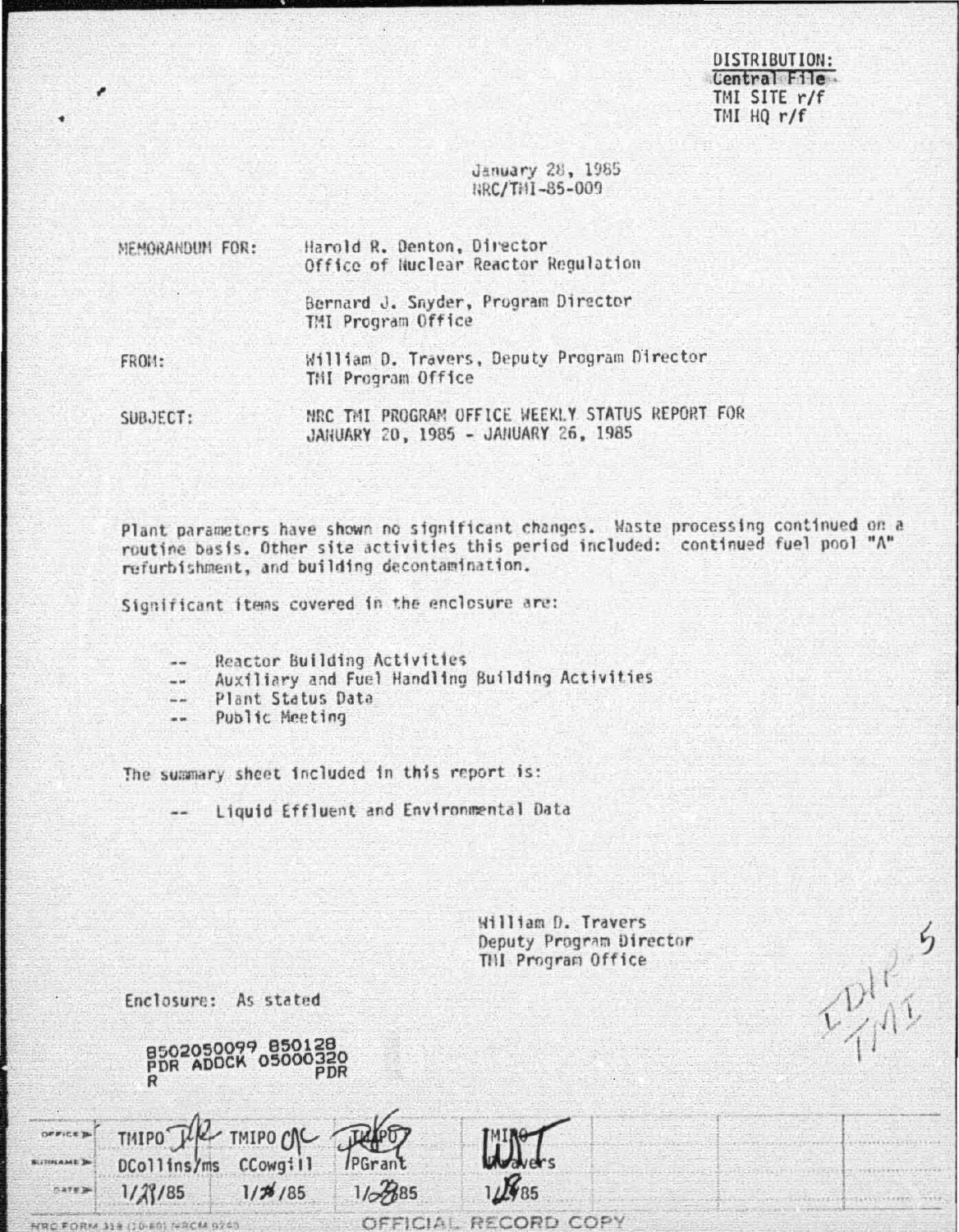DISTRIBUTION:
Central File
TMI SITE r/f
TMI HQ r/f

January 28, 1985
NRC/TMI-85-009

MEMORANDUM FOR: Harold R. Denton, Director
Office of Nuclear Reactor Regulation

Bernard J. Snyder, Program Director
TMI Program Office

FROM: William D. Travers, Deputy Program Director
TMI Program Office

SUBJECT: NRC TMI PROGRAM OFFICE WEEKLY STATUS REPORT FOR JANUARY 20, 1985 - JANUARY 26, 1985

Plant parameters have shown no significant changes. Waste processing continued on a routine basis. Other site activities this period included: continued fuel pool "A" refurbishment, and building decontamination.

Significant items covered in the enclosure are:

- -- Reactor Building Activities
- -- Auxiliary and Fuel Handling Building Activities
- -- Plant Status Data
- -- Public Meeting

The summary sheet included in this report is:

- -- Liquid Effluent and Environmental Data

William D. Travers
Deputy Program Director
TMI Program Office

Enclosure: As stated

8502050099 850128
PDR ADOCK 05000320
R PDR

| OFFICE | TMIPO | TMIPO | TMIPO | TMIPO |
|---|---|---|---|---|
| SURNAME | DCollins/ms | CCowgill | PGrant | WTravers |
| DATE | 1/28/85 | 1/28/85 | 1/28/85 | 1/28/85 |

NRC FORM 318 (10-80) NRCM 0240

OFFICIAL RECORD COPY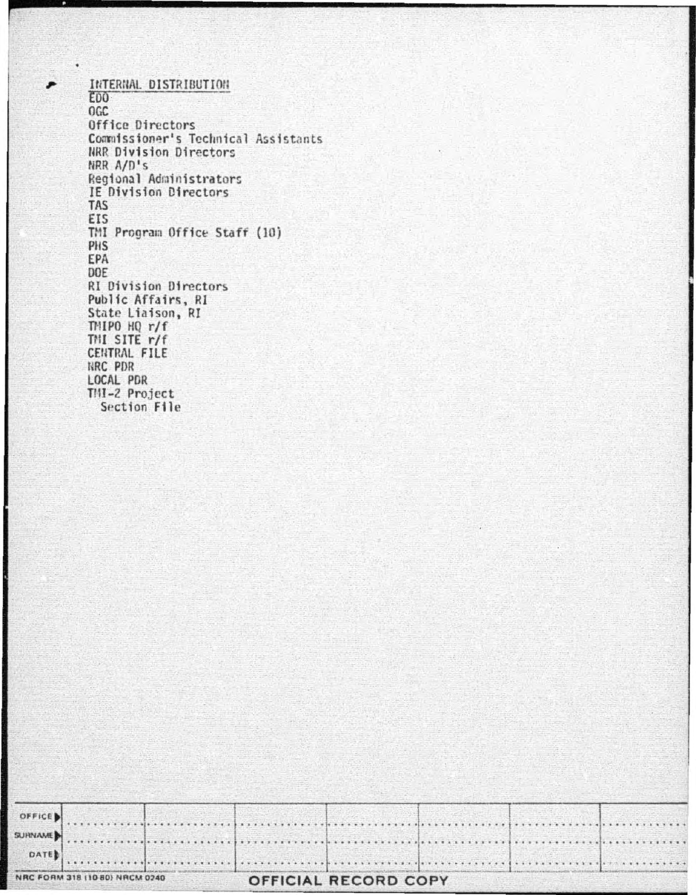INTERNAL DISTRIBUTION

EDO
OGC
Office Directors
Commissioner's Technical Assistants
NRR Division Directors
NRR A/D's
Regional Administrators
IE Division Directors
TAS
EIS
TMI Program Office Staff (10)
PHS
EPA
DOE
RI Division Directors
Public Affairs, RI
State Liaison, RI
TMIPO HQ r/f
TMI SITE r/f
CENTRAL FILE
NRC PDR
LOCAL PDR
TMI-2 Project
  Section File

| OFFICE | | | | | | | |
|---|---|---|---|---|---|---|---|
| SURNAME | | | | | | | |
| DATE | | | | | | | |

NRC FORM 318 (10-80) NRCM 0240

OFFICIAL RECORD COPY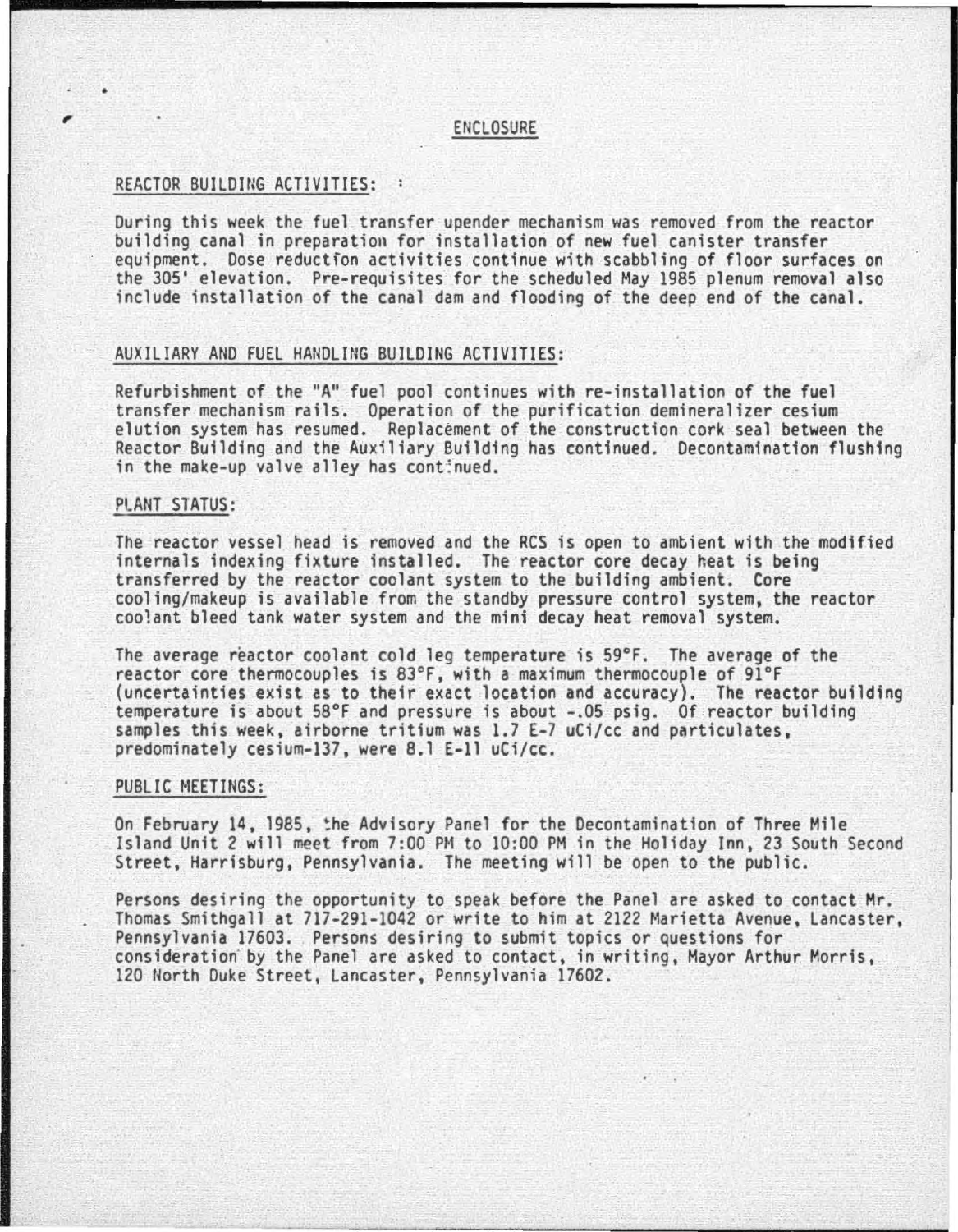# ENCLOSURE

## REACTOR BUILDING ACTIVITIES:

During this week the fuel transfer upender mechanism was removed from the reactor building canal in preparation for installation of new fuel canister transfer equipment. Dose reduction activities continue with scabbling of floor surfaces on the 305' elevation. Pre-requisites for the scheduled May 1985 plenum removal also include installation of the canal dam and flooding of the deep end of the canal.

## AUXILIARY AND FUEL HANDLING BUILDING ACTIVITIES:

Refurbishment of the "A" fuel pool continues with re-installation of the fuel transfer mechanism rails. Operation of the purification demineralizer cesium elution system has resumed. Replacement of the construction cork seal between the Reactor Building and the Auxiliary Building has continued. Decontamination flushing in the make-up valve alley has continued.

## PLANT STATUS:

The reactor vessel head is removed and the RCS is open to ambient with the modified internals indexing fixture installed. The reactor core decay heat is being transferred by the reactor coolant system to the building ambient. Core cooling/makeup is available from the standby pressure control system, the reactor coolant bleed tank water system and the mini decay heat removal system.

The average reactor coolant cold leg temperature is 59°F. The average of the reactor core thermocouples is 83°F, with a maximum thermocouple of 91°F (uncertainties exist as to their exact location and accuracy). The reactor building temperature is about 58°F and pressure is about -.05 psig. Of reactor building samples this week, airborne tritium was 1.7 E-7 uCi/cc and particulates, predominately cesium-137, were 8.1 E-11 uCi/cc.

## PUBLIC MEETINGS:

On February 14, 1985, the Advisory Panel for the Decontamination of Three Mile Island Unit 2 will meet from 7:00 PM to 10:00 PM in the Holiday Inn, 23 South Second Street, Harrisburg, Pennsylvania. The meeting will be open to the public.

Persons desiring the opportunity to speak before the Panel are asked to contact Mr. Thomas Smithgall at 717-291-1042 or write to him at 2122 Marietta Avenue, Lancaster, Pennsylvania 17603. Persons desiring to submit topics or questions for consideration by the Panel are asked to contact, in writing, Mayor Arthur Morris, 120 North Duke Street, Lancaster, Pennsylvania 17602.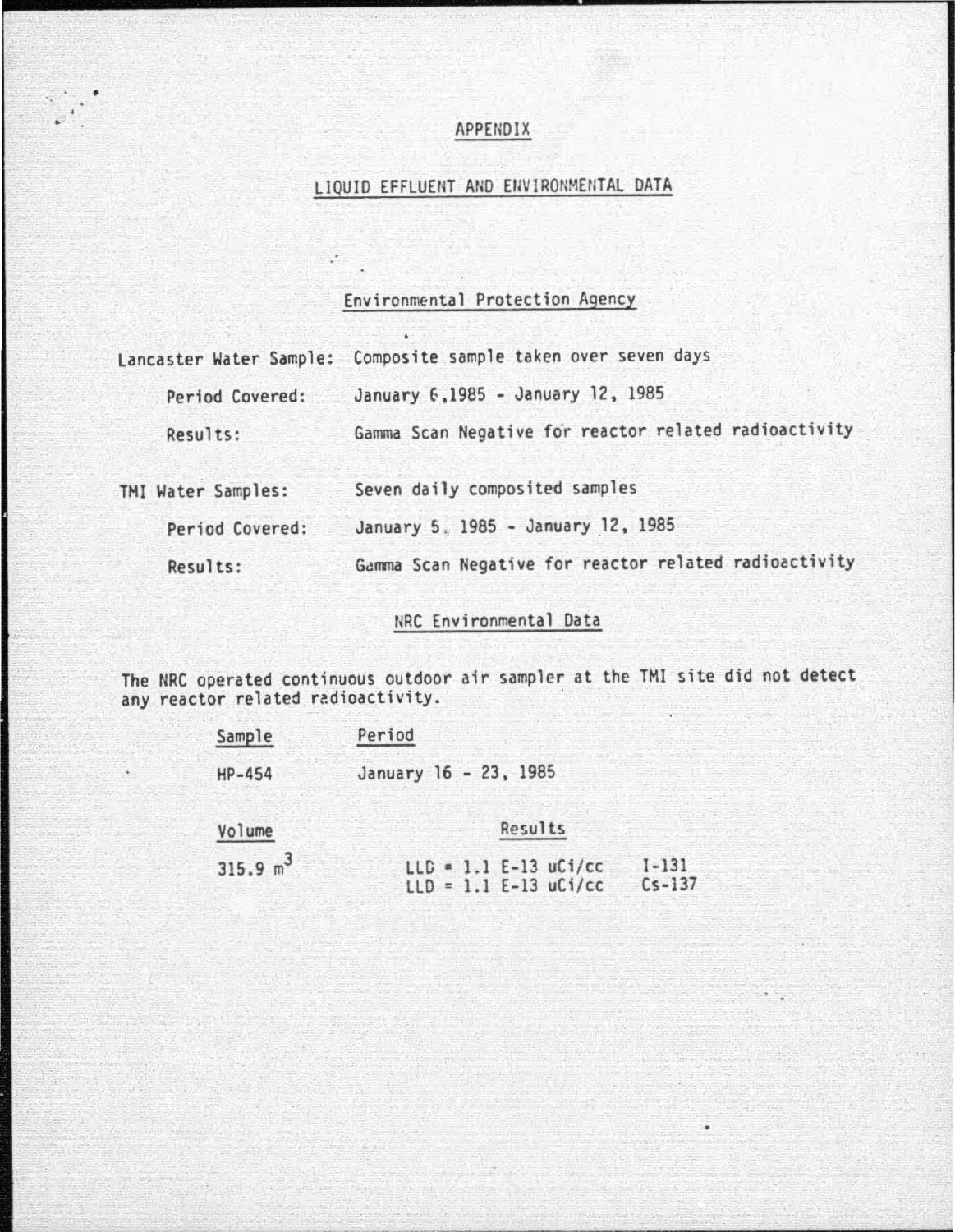# APPENDIX

## LIQUID EFFLUENT AND ENVIRONMENTAL DATA

### Environmental Protection Agency

| | |
|---|---|
| Lancaster Water Sample: | Composite sample taken over seven days |
| Period Covered: | January 6,1985 - January 12, 1985 |
| Results: | Gamma Scan Negative for reactor related radioactivity |

| | |
|---|---|
| TMI Water Samples: | Seven daily composited samples |
| Period Covered: | January 5, 1985 - January 12, 1985 |
| Results: | Gamma Scan Negative for reactor related radioactivity |

### NRC Environmental Data

The NRC operated continuous outdoor air sampler at the TMI site did not detect any reactor related radioactivity.

| Sample | Period |
|---|---|
| HP-454 | January 16 - 23, 1985 |

| Volume | Results | |
|---|---|---|
| 315.9 $m^3$ | LLD = 1.1 E-13 uCi/cc | I-131 |
| | LLD = 1.1 E-13 uCi/cc | Cs-137 |